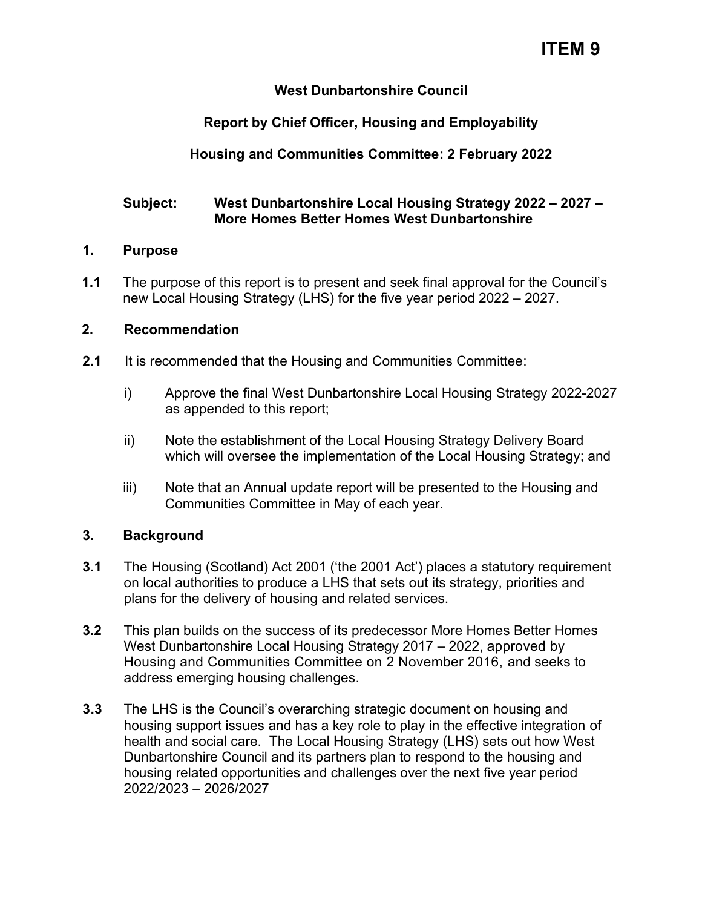# ITEM 9

**West Dunbartonshire Council**

**Report by Chief Officer, Housing and Employability**

**Housing and Communities Committee: 2 February 2022**

---

**Subject: West Dunbartonshire Local Housing Strategy 2022 – 2027 – More Homes Better Homes West Dunbartonshire**

## 1. Purpose

**1.1** The purpose of this report is to present and seek final approval for the Council's new Local Housing Strategy (LHS) for the five year period 2022 – 2027.

## 2. Recommendation

**2.1** It is recommended that the Housing and Communities Committee:

i) Approve the final West Dunbartonshire Local Housing Strategy 2022-2027 as appended to this report;

ii) Note the establishment of the Local Housing Strategy Delivery Board which will oversee the implementation of the Local Housing Strategy; and

iii) Note that an Annual update report will be presented to the Housing and Communities Committee in May of each year.

## 3. Background

**3.1** The Housing (Scotland) Act 2001 ('the 2001 Act') places a statutory requirement on local authorities to produce a LHS that sets out its strategy, priorities and plans for the delivery of housing and related services.

**3.2** This plan builds on the success of its predecessor More Homes Better Homes West Dunbartonshire Local Housing Strategy 2017 – 2022, approved by Housing and Communities Committee on 2 November 2016, and seeks to address emerging housing challenges.

**3.3** The LHS is the Council's overarching strategic document on housing and housing support issues and has a key role to play in the effective integration of health and social care. The Local Housing Strategy (LHS) sets out how West Dunbartonshire Council and its partners plan to respond to the housing and housing related opportunities and challenges over the next five year period 2022/2023 – 2026/2027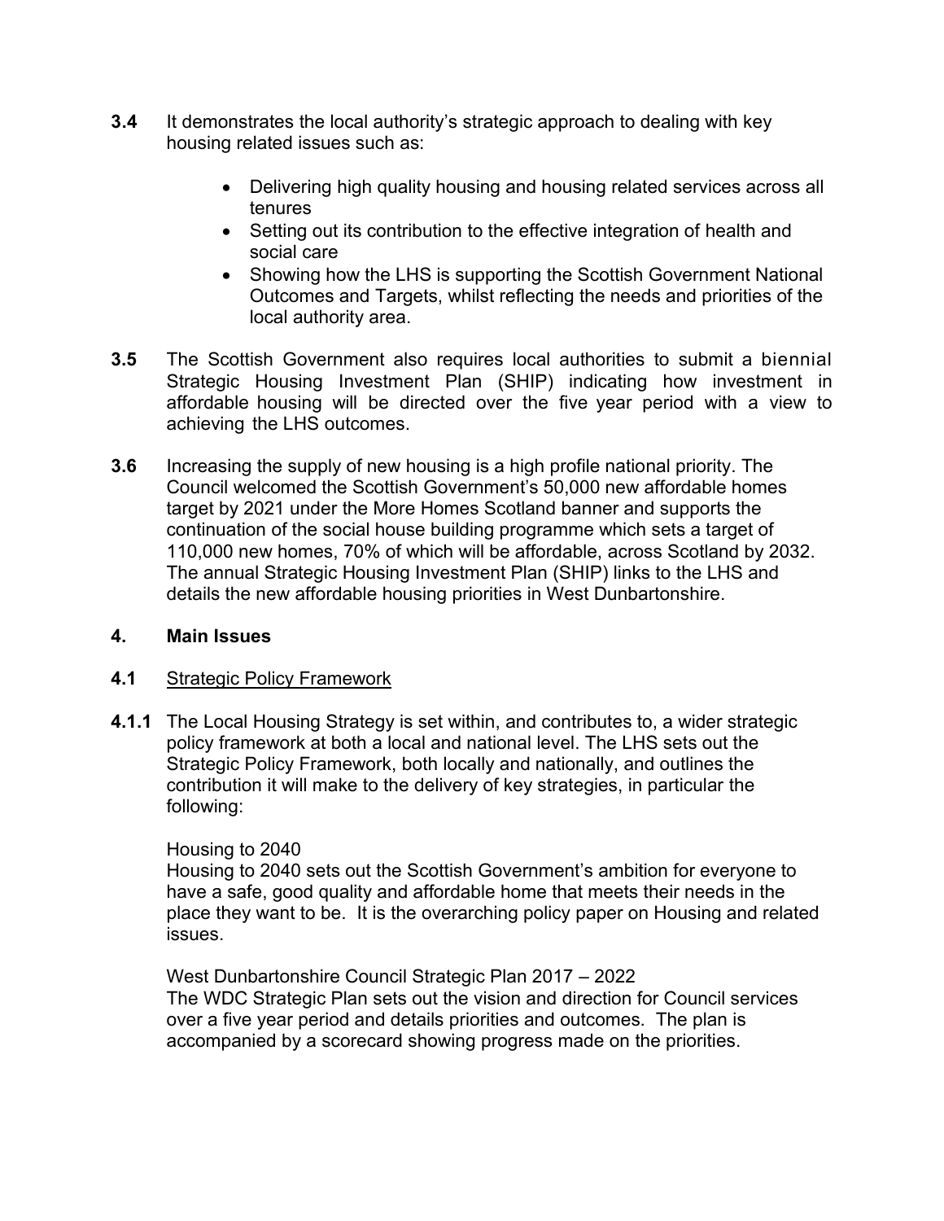**3.4** It demonstrates the local authority's strategic approach to dealing with key housing related issues such as:

- Delivering high quality housing and housing related services across all tenures
- Setting out its contribution to the effective integration of health and social care
- Showing how the LHS is supporting the Scottish Government National Outcomes and Targets, whilst reflecting the needs and priorities of the local authority area.

**3.5** The Scottish Government also requires local authorities to submit a biennial Strategic Housing Investment Plan (SHIP) indicating how investment in affordable housing will be directed over the five year period with a view to achieving the LHS outcomes.

**3.6** Increasing the supply of new housing is a high profile national priority. The Council welcomed the Scottish Government's 50,000 new affordable homes target by 2021 under the More Homes Scotland banner and supports the continuation of the social house building programme which sets a target of 110,000 new homes, 70% of which will be affordable, across Scotland by 2032. The annual Strategic Housing Investment Plan (SHIP) links to the LHS and details the new affordable housing priorities in West Dunbartonshire.

## 4. Main Issues

**4.1** Strategic Policy Framework

**4.1.1** The Local Housing Strategy is set within, and contributes to, a wider strategic policy framework at both a local and national level. The LHS sets out the Strategic Policy Framework, both locally and nationally, and outlines the contribution it will make to the delivery of key strategies, in particular the following:

Housing to 2040
Housing to 2040 sets out the Scottish Government's ambition for everyone to have a safe, good quality and affordable home that meets their needs in the place they want to be. It is the overarching policy paper on Housing and related issues.

West Dunbartonshire Council Strategic Plan 2017 – 2022
The WDC Strategic Plan sets out the vision and direction for Council services over a five year period and details priorities and outcomes. The plan is accompanied by a scorecard showing progress made on the priorities.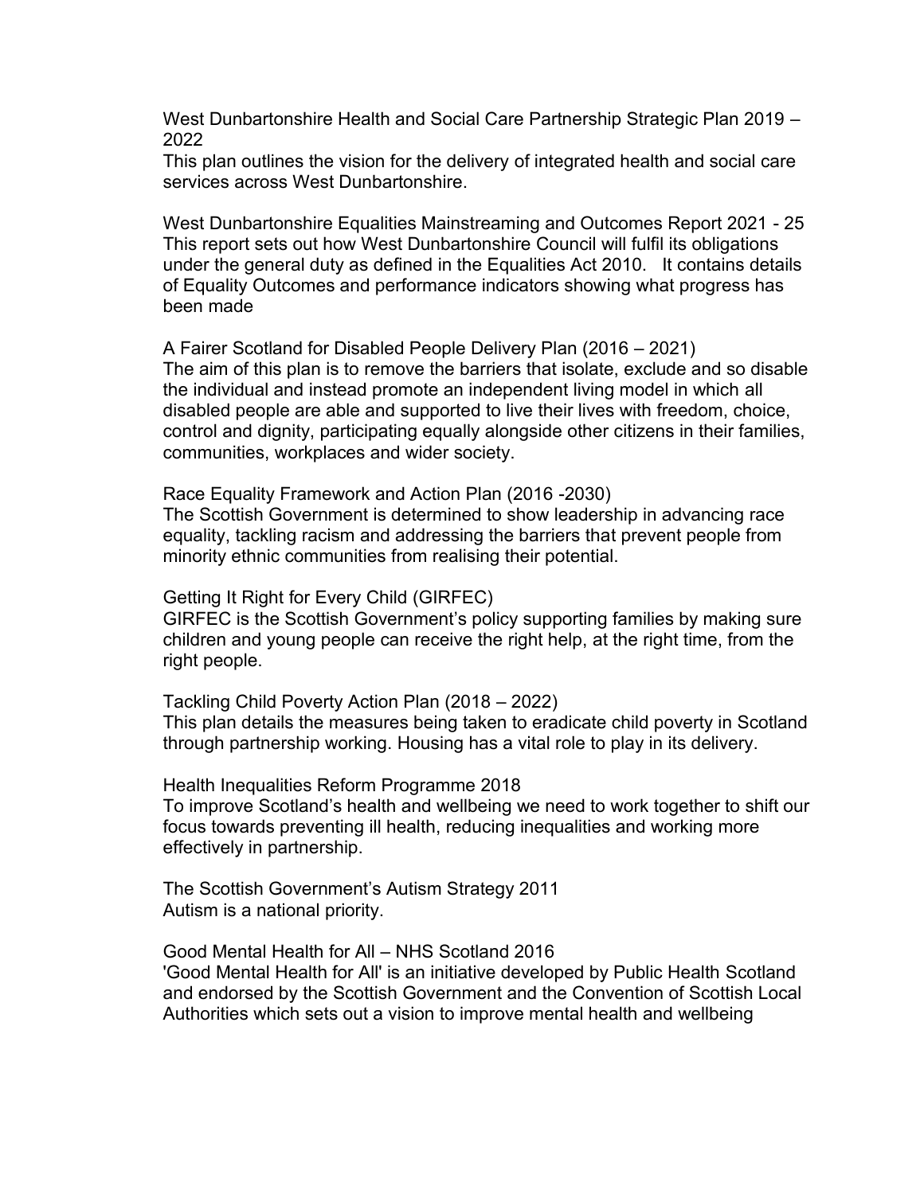West Dunbartonshire Health and Social Care Partnership Strategic Plan 2019 – 2022
This plan outlines the vision for the delivery of integrated health and social care services across West Dunbartonshire.

West Dunbartonshire Equalities Mainstreaming and Outcomes Report 2021 - 25
This report sets out how West Dunbartonshire Council will fulfil its obligations under the general duty as defined in the Equalities Act 2010. It contains details of Equality Outcomes and performance indicators showing what progress has been made

A Fairer Scotland for Disabled People Delivery Plan (2016 – 2021)
The aim of this plan is to remove the barriers that isolate, exclude and so disable the individual and instead promote an independent living model in which all disabled people are able and supported to live their lives with freedom, choice, control and dignity, participating equally alongside other citizens in their families, communities, workplaces and wider society.

Race Equality Framework and Action Plan (2016 -2030)
The Scottish Government is determined to show leadership in advancing race equality, tackling racism and addressing the barriers that prevent people from minority ethnic communities from realising their potential.

Getting It Right for Every Child (GIRFEC)
GIRFEC is the Scottish Government's policy supporting families by making sure children and young people can receive the right help, at the right time, from the right people.

Tackling Child Poverty Action Plan (2018 – 2022)
This plan details the measures being taken to eradicate child poverty in Scotland through partnership working. Housing has a vital role to play in its delivery.

Health Inequalities Reform Programme 2018
To improve Scotland's health and wellbeing we need to work together to shift our focus towards preventing ill health, reducing inequalities and working more effectively in partnership.

The Scottish Government's Autism Strategy 2011
Autism is a national priority.

Good Mental Health for All – NHS Scotland 2016
'Good Mental Health for All' is an initiative developed by Public Health Scotland and endorsed by the Scottish Government and the Convention of Scottish Local Authorities which sets out a vision to improve mental health and wellbeing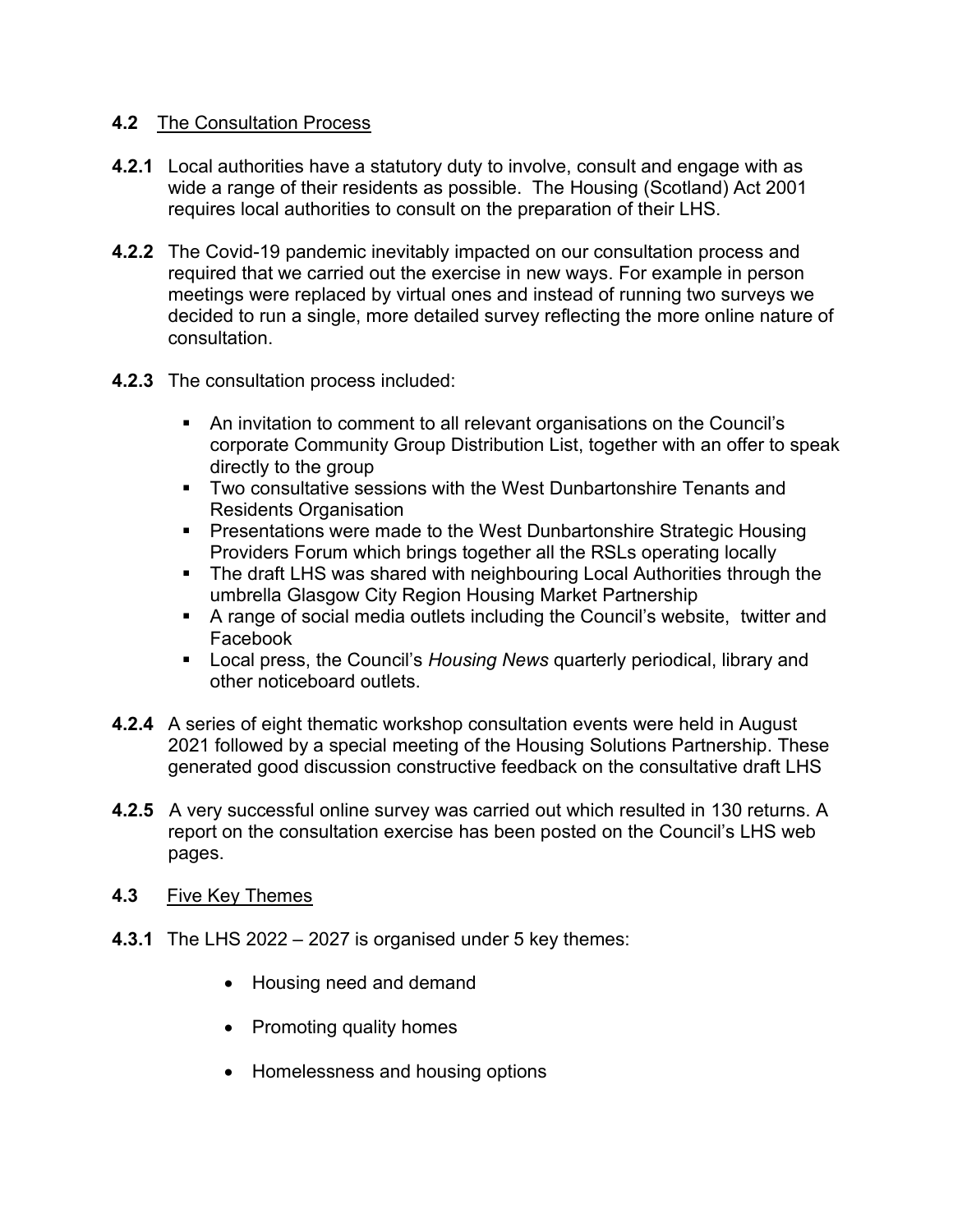**4.2** <u>The Consultation Process</u>

**4.2.1** Local authorities have a statutory duty to involve, consult and engage with as wide a range of their residents as possible. The Housing (Scotland) Act 2001 requires local authorities to consult on the preparation of their LHS.

**4.2.2** The Covid-19 pandemic inevitably impacted on our consultation process and required that we carried out the exercise in new ways. For example in person meetings were replaced by virtual ones and instead of running two surveys we decided to run a single, more detailed survey reflecting the more online nature of consultation.

**4.2.3** The consultation process included:

- An invitation to comment to all relevant organisations on the Council's corporate Community Group Distribution List, together with an offer to speak directly to the group
- Two consultative sessions with the West Dunbartonshire Tenants and Residents Organisation
- Presentations were made to the West Dunbartonshire Strategic Housing Providers Forum which brings together all the RSLs operating locally
- The draft LHS was shared with neighbouring Local Authorities through the umbrella Glasgow City Region Housing Market Partnership
- A range of social media outlets including the Council's website, twitter and Facebook
- Local press, the Council's *Housing News* quarterly periodical, library and other noticeboard outlets.

**4.2.4** A series of eight thematic workshop consultation events were held in August 2021 followed by a special meeting of the Housing Solutions Partnership. These generated good discussion constructive feedback on the consultative draft LHS

**4.2.5** A very successful online survey was carried out which resulted in 130 returns. A report on the consultation exercise has been posted on the Council's LHS web pages.

**4.3** <u>Five Key Themes</u>

**4.3.1** The LHS 2022 – 2027 is organised under 5 key themes:

- Housing need and demand
- Promoting quality homes
- Homelessness and housing options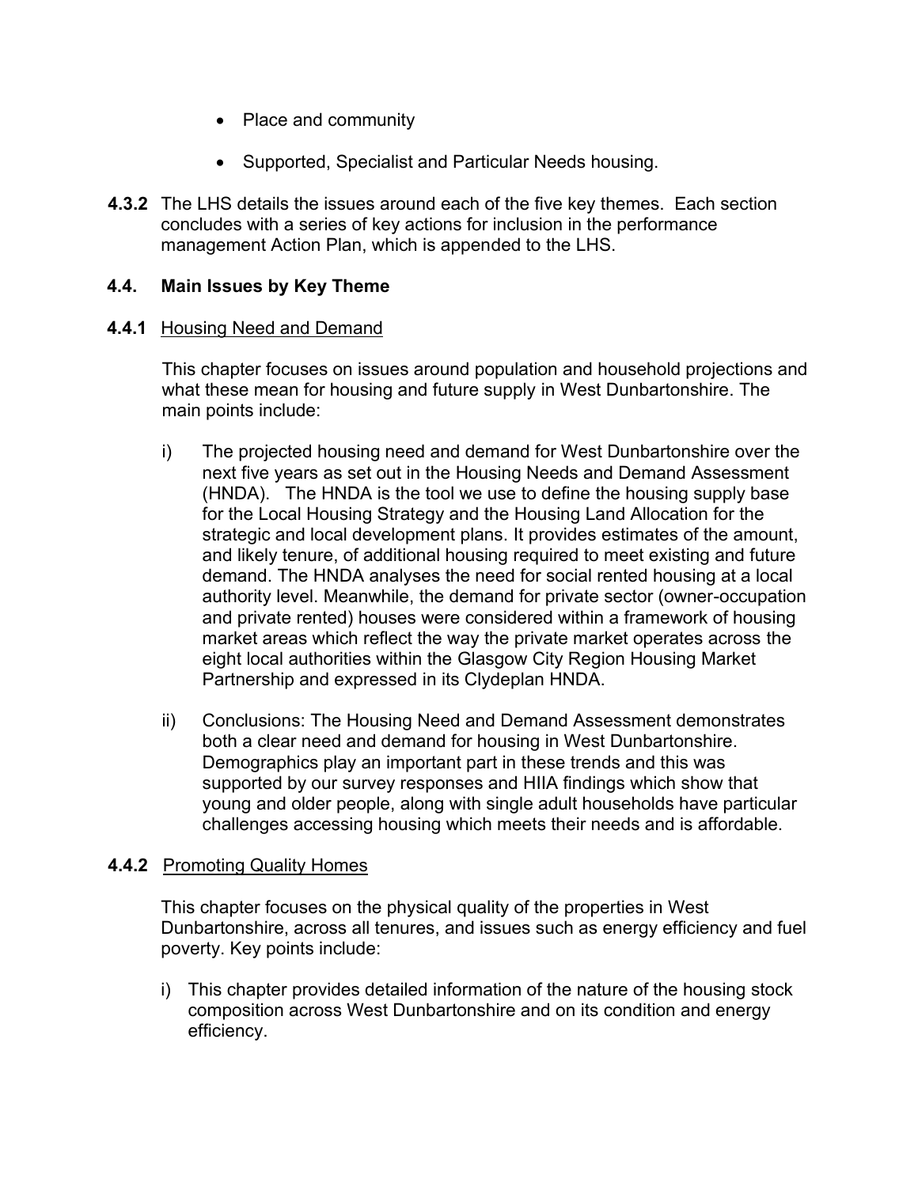- Place and community
- Supported, Specialist and Particular Needs housing.

**4.3.2** The LHS details the issues around each of the five key themes. Each section concludes with a series of key actions for inclusion in the performance management Action Plan, which is appended to the LHS.

## 4.4. Main Issues by Key Theme

**4.4.1** Housing Need and Demand

This chapter focuses on issues around population and household projections and what these mean for housing and future supply in West Dunbartonshire. The main points include:

i) The projected housing need and demand for West Dunbartonshire over the next five years as set out in the Housing Needs and Demand Assessment (HNDA). The HNDA is the tool we use to define the housing supply base for the Local Housing Strategy and the Housing Land Allocation for the strategic and local development plans. It provides estimates of the amount, and likely tenure, of additional housing required to meet existing and future demand. The HNDA analyses the need for social rented housing at a local authority level. Meanwhile, the demand for private sector (owner-occupation and private rented) houses were considered within a framework of housing market areas which reflect the way the private market operates across the eight local authorities within the Glasgow City Region Housing Market Partnership and expressed in its Clydeplan HNDA.

ii) Conclusions: The Housing Need and Demand Assessment demonstrates both a clear need and demand for housing in West Dunbartonshire. Demographics play an important part in these trends and this was supported by our survey responses and HIIA findings which show that young and older people, along with single adult households have particular challenges accessing housing which meets their needs and is affordable.

**4.4.2** Promoting Quality Homes

This chapter focuses on the physical quality of the properties in West Dunbartonshire, across all tenures, and issues such as energy efficiency and fuel poverty. Key points include:

i) This chapter provides detailed information of the nature of the housing stock composition across West Dunbartonshire and on its condition and energy efficiency.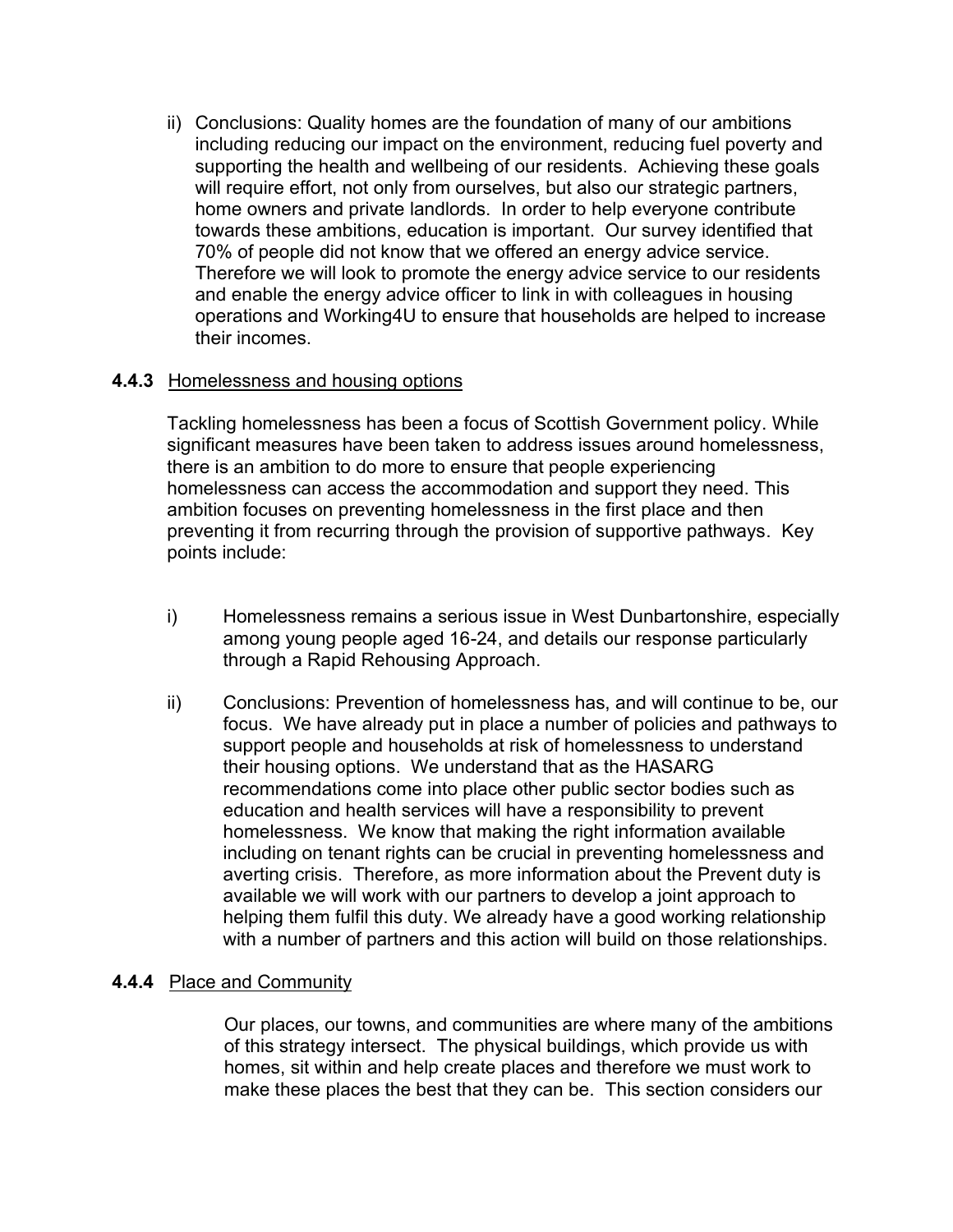ii) Conclusions: Quality homes are the foundation of many of our ambitions including reducing our impact on the environment, reducing fuel poverty and supporting the health and wellbeing of our residents. Achieving these goals will require effort, not only from ourselves, but also our strategic partners, home owners and private landlords. In order to help everyone contribute towards these ambitions, education is important. Our survey identified that 70% of people did not know that we offered an energy advice service. Therefore we will look to promote the energy advice service to our residents and enable the energy advice officer to link in with colleagues in housing operations and Working4U to ensure that households are helped to increase their incomes.

**4.4.3** Homelessness and housing options

Tackling homelessness has been a focus of Scottish Government policy. While significant measures have been taken to address issues around homelessness, there is an ambition to do more to ensure that people experiencing homelessness can access the accommodation and support they need. This ambition focuses on preventing homelessness in the first place and then preventing it from recurring through the provision of supportive pathways. Key points include:

i) Homelessness remains a serious issue in West Dunbartonshire, especially among young people aged 16-24, and details our response particularly through a Rapid Rehousing Approach.

ii) Conclusions: Prevention of homelessness has, and will continue to be, our focus. We have already put in place a number of policies and pathways to support people and households at risk of homelessness to understand their housing options. We understand that as the HASARG recommendations come into place other public sector bodies such as education and health services will have a responsibility to prevent homelessness. We know that making the right information available including on tenant rights can be crucial in preventing homelessness and averting crisis. Therefore, as more information about the Prevent duty is available we will work with our partners to develop a joint approach to helping them fulfil this duty. We already have a good working relationship with a number of partners and this action will build on those relationships.

**4.4.4** Place and Community

Our places, our towns, and communities are where many of the ambitions of this strategy intersect. The physical buildings, which provide us with homes, sit within and help create places and therefore we must work to make these places the best that they can be. This section considers our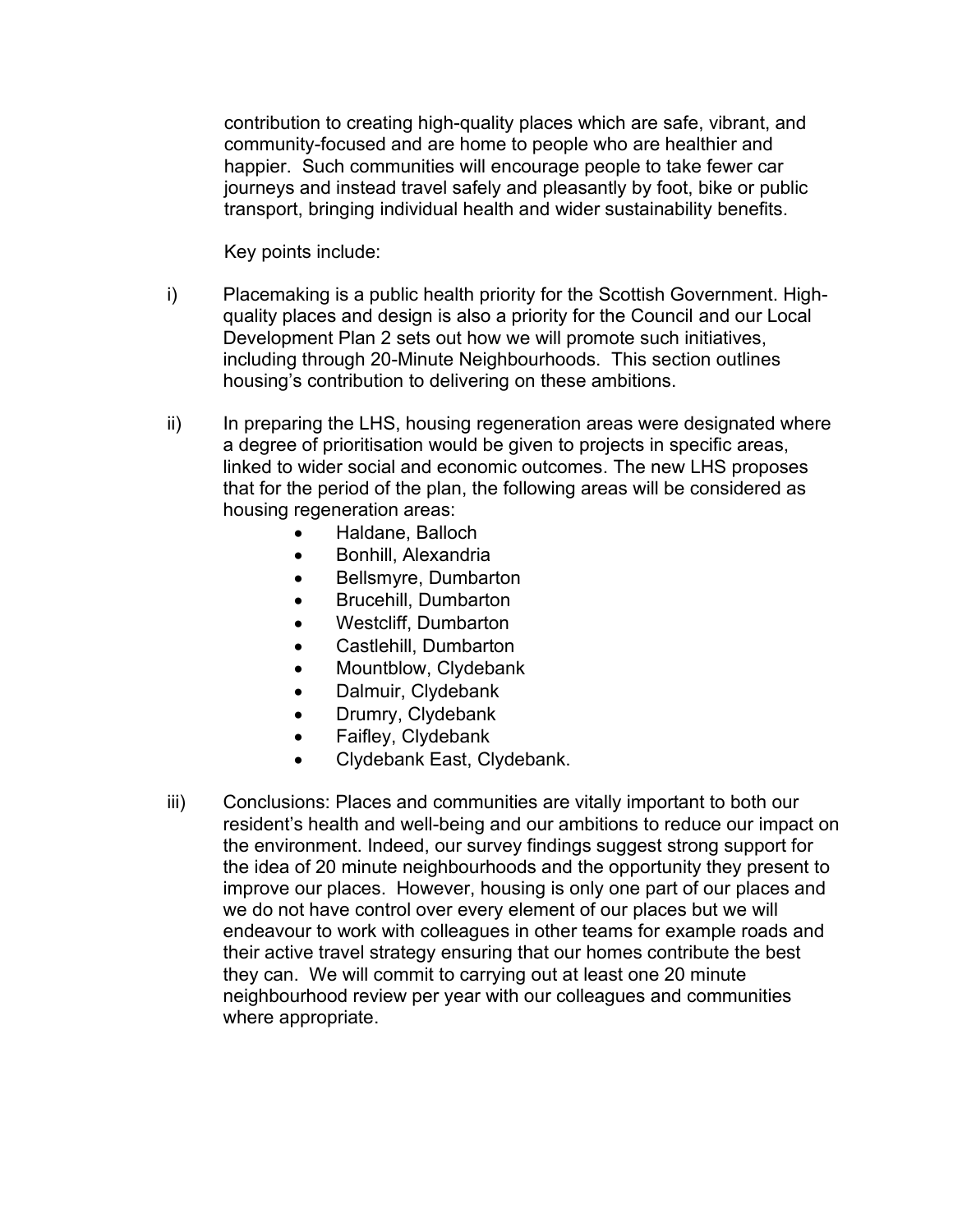contribution to creating high-quality places which are safe, vibrant, and community-focused and are home to people who are healthier and happier. Such communities will encourage people to take fewer car journeys and instead travel safely and pleasantly by foot, bike or public transport, bringing individual health and wider sustainability benefits.

Key points include:

i) Placemaking is a public health priority for the Scottish Government. High-quality places and design is also a priority for the Council and our Local Development Plan 2 sets out how we will promote such initiatives, including through 20-Minute Neighbourhoods. This section outlines housing's contribution to delivering on these ambitions.

ii) In preparing the LHS, housing regeneration areas were designated where a degree of prioritisation would be given to projects in specific areas, linked to wider social and economic outcomes. The new LHS proposes that for the period of the plan, the following areas will be considered as housing regeneration areas:

- Haldane, Balloch
- Bonhill, Alexandria
- Bellsmyre, Dumbarton
- Brucehill, Dumbarton
- Westcliff, Dumbarton
- Castlehill, Dumbarton
- Mountblow, Clydebank
- Dalmuir, Clydebank
- Drumry, Clydebank
- Faifley, Clydebank
- Clydebank East, Clydebank.

iii) Conclusions: Places and communities are vitally important to both our resident's health and well-being and our ambitions to reduce our impact on the environment. Indeed, our survey findings suggest strong support for the idea of 20 minute neighbourhoods and the opportunity they present to improve our places. However, housing is only one part of our places and we do not have control over every element of our places but we will endeavour to work with colleagues in other teams for example roads and their active travel strategy ensuring that our homes contribute the best they can. We will commit to carrying out at least one 20 minute neighbourhood review per year with our colleagues and communities where appropriate.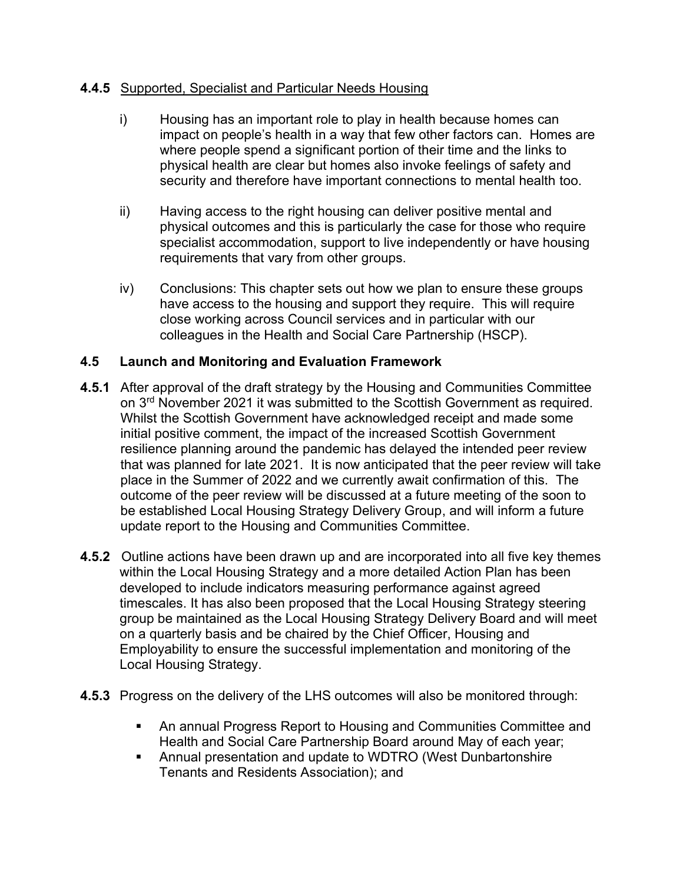**4.4.5** Supported, Specialist and Particular Needs Housing

i) Housing has an important role to play in health because homes can impact on people's health in a way that few other factors can. Homes are where people spend a significant portion of their time and the links to physical health are clear but homes also invoke feelings of safety and security and therefore have important connections to mental health too.

ii) Having access to the right housing can deliver positive mental and physical outcomes and this is particularly the case for those who require specialist accommodation, support to live independently or have housing requirements that vary from other groups.

iv) Conclusions: This chapter sets out how we plan to ensure these groups have access to the housing and support they require. This will require close working across Council services and in particular with our colleagues in the Health and Social Care Partnership (HSCP).

## 4.5 Launch and Monitoring and Evaluation Framework

**4.5.1** After approval of the draft strategy by the Housing and Communities Committee on 3rd November 2021 it was submitted to the Scottish Government as required. Whilst the Scottish Government have acknowledged receipt and made some initial positive comment, the impact of the increased Scottish Government resilience planning around the pandemic has delayed the intended peer review that was planned for late 2021. It is now anticipated that the peer review will take place in the Summer of 2022 and we currently await confirmation of this. The outcome of the peer review will be discussed at a future meeting of the soon to be established Local Housing Strategy Delivery Group, and will inform a future update report to the Housing and Communities Committee.

**4.5.2** Outline actions have been drawn up and are incorporated into all five key themes within the Local Housing Strategy and a more detailed Action Plan has been developed to include indicators measuring performance against agreed timescales. It has also been proposed that the Local Housing Strategy steering group be maintained as the Local Housing Strategy Delivery Board and will meet on a quarterly basis and be chaired by the Chief Officer, Housing and Employability to ensure the successful implementation and monitoring of the Local Housing Strategy.

**4.5.3** Progress on the delivery of the LHS outcomes will also be monitored through:

- An annual Progress Report to Housing and Communities Committee and Health and Social Care Partnership Board around May of each year;
- Annual presentation and update to WDTRO (West Dunbartonshire Tenants and Residents Association); and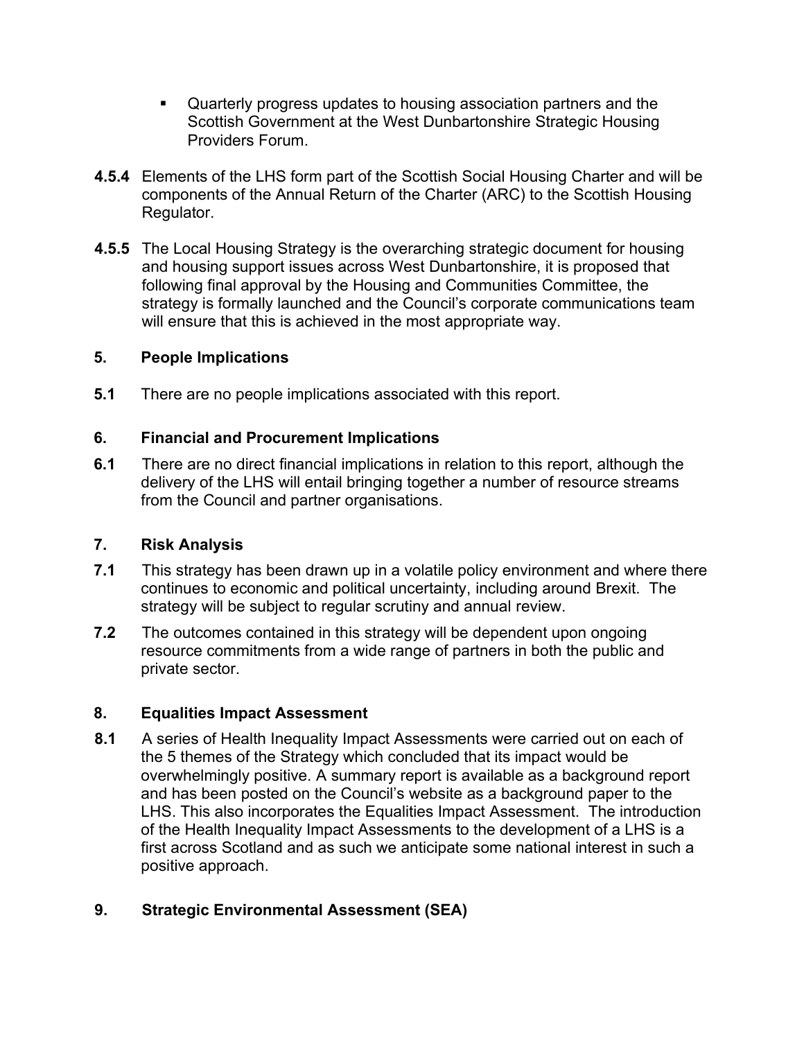- Quarterly progress updates to housing association partners and the Scottish Government at the West Dunbartonshire Strategic Housing Providers Forum.

**4.5.4** Elements of the LHS form part of the Scottish Social Housing Charter and will be components of the Annual Return of the Charter (ARC) to the Scottish Housing Regulator.

**4.5.5** The Local Housing Strategy is the overarching strategic document for housing and housing support issues across West Dunbartonshire, it is proposed that following final approval by the Housing and Communities Committee, the strategy is formally launched and the Council's corporate communications team will ensure that this is achieved in the most appropriate way.

## 5. People Implications

**5.1** There are no people implications associated with this report.

## 6. Financial and Procurement Implications

**6.1** There are no direct financial implications in relation to this report, although the delivery of the LHS will entail bringing together a number of resource streams from the Council and partner organisations.

## 7. Risk Analysis

**7.1** This strategy has been drawn up in a volatile policy environment and where there continues to economic and political uncertainty, including around Brexit. The strategy will be subject to regular scrutiny and annual review.

**7.2** The outcomes contained in this strategy will be dependent upon ongoing resource commitments from a wide range of partners in both the public and private sector.

## 8. Equalities Impact Assessment

**8.1** A series of Health Inequality Impact Assessments were carried out on each of the 5 themes of the Strategy which concluded that its impact would be overwhelmingly positive. A summary report is available as a background report and has been posted on the Council's website as a background paper to the LHS. This also incorporates the Equalities Impact Assessment. The introduction of the Health Inequality Impact Assessments to the development of a LHS is a first across Scotland and as such we anticipate some national interest in such a positive approach.

## 9. Strategic Environmental Assessment (SEA)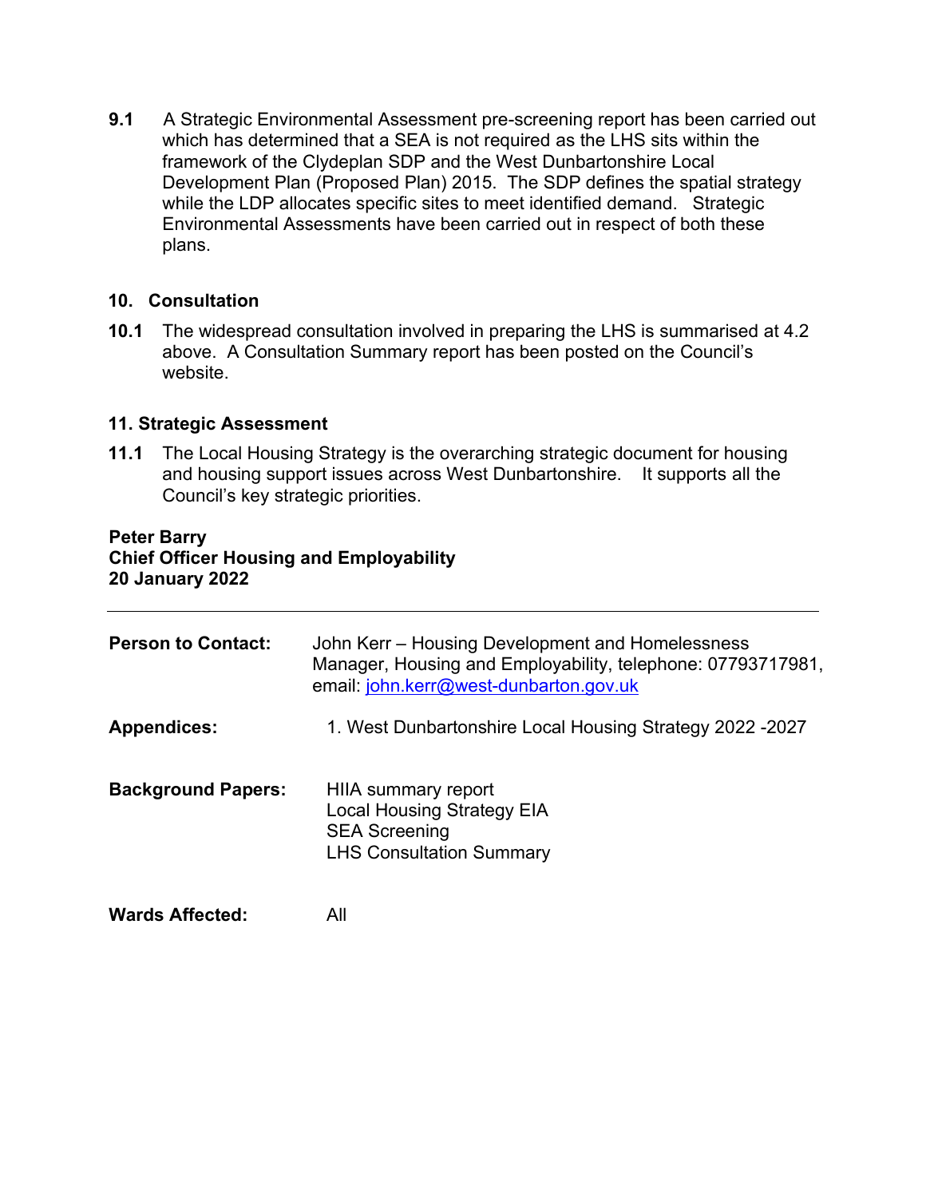**9.1** A Strategic Environmental Assessment pre-screening report has been carried out which has determined that a SEA is not required as the LHS sits within the framework of the Clydeplan SDP and the West Dunbartonshire Local Development Plan (Proposed Plan) 2015. The SDP defines the spatial strategy while the LDP allocates specific sites to meet identified demand. Strategic Environmental Assessments have been carried out in respect of both these plans.

## 10. Consultation

**10.1** The widespread consultation involved in preparing the LHS is summarised at 4.2 above. A Consultation Summary report has been posted on the Council's website.

## 11. Strategic Assessment

**11.1** The Local Housing Strategy is the overarching strategic document for housing and housing support issues across West Dunbartonshire. It supports all the Council's key strategic priorities.

**Peter Barry**
**Chief Officer Housing and Employability**
**20 January 2022**

---

| | |
|---|---|
| **Person to Contact:** | John Kerr – Housing Development and Homelessness Manager, Housing and Employability, telephone: 07793717981, email: john.kerr@west-dunbarton.gov.uk |
| **Appendices:** | 1. West Dunbartonshire Local Housing Strategy 2022 -2027 |
| **Background Papers:** | HIIA summary report<br>Local Housing Strategy EIA<br>SEA Screening<br>LHS Consultation Summary |
| **Wards Affected:** | All |